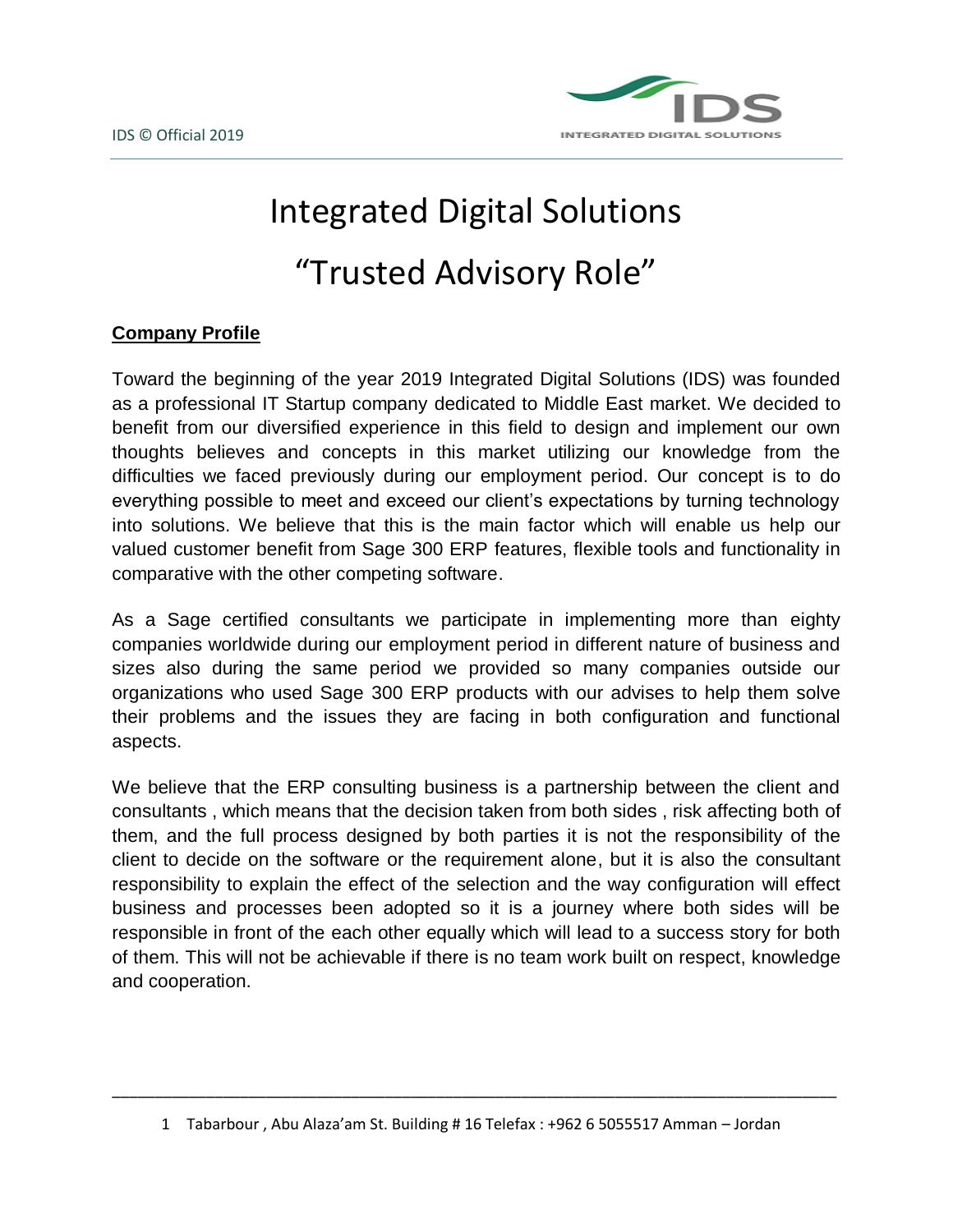# Integrated Digital Solutions

# “Trusted Advisory Role”

## Company Profile

Toward the beginning of the year 2019 Integrated Digital Solutions (IDS) was founded as a professional IT Startup company dedicated to Middle East market. We decided to benefit from our diversified experience in this field to design and implement our own thoughts believes and concepts in this market utilizing our knowledge from the difficulties we faced previously during our employment period. Our concept is to do everything possible to meet and exceed our client’s expectations by turning technology into solutions. We believe that this is the main factor which will enable us help our valued customer benefit from Sage 300 ERP features, flexible tools and functionality in comparative with the other competing software.

As a Sage certified consultants we participate in implementing more than eighty companies worldwide during our employment period in different nature of business and sizes also during the same period we provided so many companies outside our organizations who used Sage 300 ERP products with our advises to help them solve their problems and the issues they are facing in both configuration and functional aspects.

We believe that the ERP consulting business is a partnership between the client and consultants , which means that the decision taken from both sides , risk affecting both of them, and the full process designed by both parties it is not the responsibility of the client to decide on the software or the requirement alone, but it is also the consultant responsibility to explain the effect of the selection and the way configuration will effect business and processes been adopted so it is a journey where both sides will be responsible in front of the each other equally which will lead to a success story for both of them. This will not be achievable if there is no team work built on respect, knowledge and cooperation.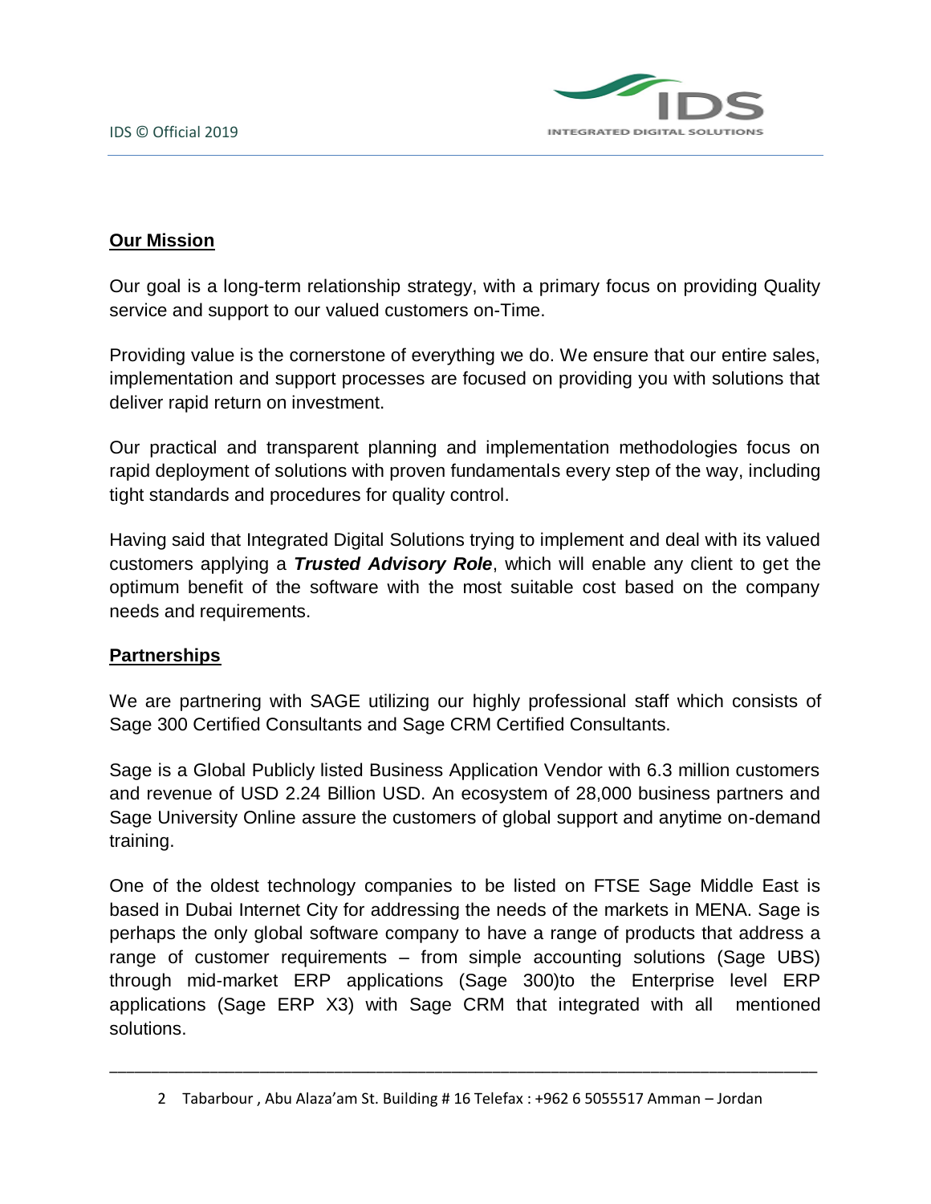## Our Mission

Our goal is a long-term relationship strategy, with a primary focus on providing Quality service and support to our valued customers on-Time.

Providing value is the cornerstone of everything we do. We ensure that our entire sales, implementation and support processes are focused on providing you with solutions that deliver rapid return on investment.

Our practical and transparent planning and implementation methodologies focus on rapid deployment of solutions with proven fundamentals every step of the way, including tight standards and procedures for quality control.

Having said that Integrated Digital Solutions trying to implement and deal with its valued customers applying a ***Trusted Advisory Role***, which will enable any client to get the optimum benefit of the software with the most suitable cost based on the company needs and requirements.

## Partnerships

We are partnering with SAGE utilizing our highly professional staff which consists of Sage 300 Certified Consultants and Sage CRM Certified Consultants.

Sage is a Global Publicly listed Business Application Vendor with 6.3 million customers and revenue of USD 2.24 Billion USD. An ecosystem of 28,000 business partners and Sage University Online assure the customers of global support and anytime on-demand training.

One of the oldest technology companies to be listed on FTSE Sage Middle East is based in Dubai Internet City for addressing the needs of the markets in MENA. Sage is perhaps the only global software company to have a range of products that address a range of customer requirements – from simple accounting solutions (Sage UBS) through mid-market ERP applications (Sage 300)to the Enterprise level ERP applications (Sage ERP X3) with Sage CRM that integrated with all mentioned solutions.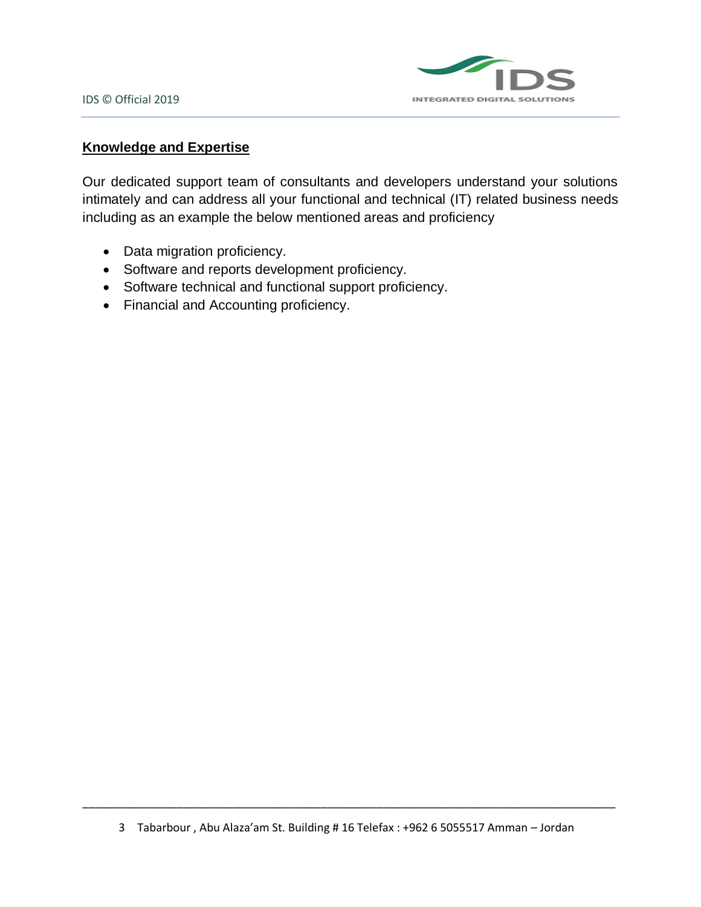## Knowledge and Expertise

Our dedicated support team of consultants and developers understand your solutions intimately and can address all your functional and technical (IT) related business needs including as an example the below mentioned areas and proficiency

- Data migration proficiency.
- Software and reports development proficiency.
- Software technical and functional support proficiency.
- Financial and Accounting proficiency.